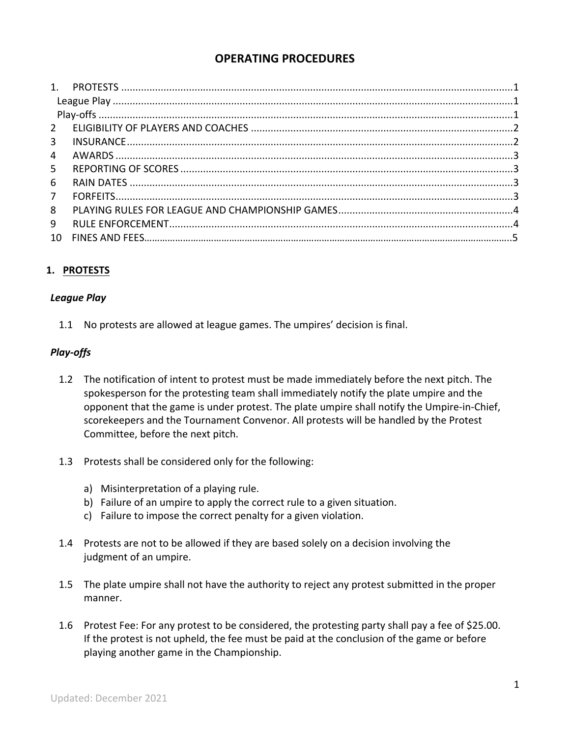# OPERATING PROCEDURES

| | | |
|---|---|---|
| 1. | PROTESTS | 1 |
| | League Play | 1 |
| | Play-offs | 1 |
| 2 | ELIGIBILITY OF PLAYERS AND COACHES | 2 |
| 3 | INSURANCE | 2 |
| 4 | AWARDS | 3 |
| 5 | REPORTING OF SCORES | 3 |
| 6 | RAIN DATES | 3 |
| 7 | FORFEITS | 3 |
| 8 | PLAYING RULES FOR LEAGUE AND CHAMPIONSHIP GAMES | 4 |
| 9 | RULE ENFORCEMENT | 4 |
| 10 | FINES AND FEES | 5 |

## 1. PROTESTS

### *League Play*

1.1 No protests are allowed at league games. The umpires' decision is final.

### *Play-offs*

1.2 The notification of intent to protest must be made immediately before the next pitch. The spokesperson for the protesting team shall immediately notify the plate umpire and the opponent that the game is under protest. The plate umpire shall notify the Umpire-in-Chief, scorekeepers and the Tournament Convenor. All protests will be handled by the Protest Committee, before the next pitch.

1.3 Protests shall be considered only for the following:

a) Misinterpretation of a playing rule.
b) Failure of an umpire to apply the correct rule to a given situation.
c) Failure to impose the correct penalty for a given violation.

1.4 Protests are not to be allowed if they are based solely on a decision involving the judgment of an umpire.

1.5 The plate umpire shall not have the authority to reject any protest submitted in the proper manner.

1.6 Protest Fee: For any protest to be considered, the protesting party shall pay a fee of $25.00. If the protest is not upheld, the fee must be paid at the conclusion of the game or before playing another game in the Championship.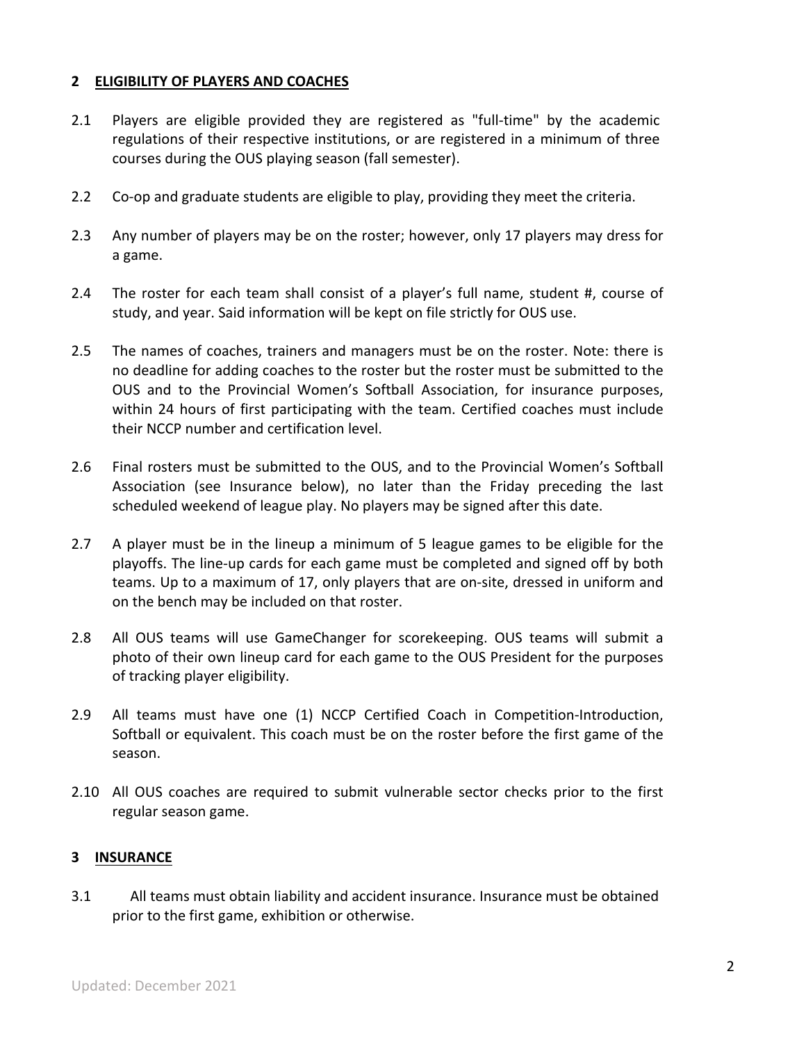## 2 ELIGIBILITY OF PLAYERS AND COACHES

2.1 Players are eligible provided they are registered as "full-time" by the academic regulations of their respective institutions, or are registered in a minimum of three courses during the OUS playing season (fall semester).

2.2 Co-op and graduate students are eligible to play, providing they meet the criteria.

2.3 Any number of players may be on the roster; however, only 17 players may dress for a game.

2.4 The roster for each team shall consist of a player's full name, student #, course of study, and year. Said information will be kept on file strictly for OUS use.

2.5 The names of coaches, trainers and managers must be on the roster. Note: there is no deadline for adding coaches to the roster but the roster must be submitted to the OUS and to the Provincial Women's Softball Association, for insurance purposes, within 24 hours of first participating with the team. Certified coaches must include their NCCP number and certification level.

2.6 Final rosters must be submitted to the OUS, and to the Provincial Women's Softball Association (see Insurance below), no later than the Friday preceding the last scheduled weekend of league play. No players may be signed after this date.

2.7 A player must be in the lineup a minimum of 5 league games to be eligible for the playoffs. The line-up cards for each game must be completed and signed off by both teams. Up to a maximum of 17, only players that are on-site, dressed in uniform and on the bench may be included on that roster.

2.8 All OUS teams will use GameChanger for scorekeeping. OUS teams will submit a photo of their own lineup card for each game to the OUS President for the purposes of tracking player eligibility.

2.9 All teams must have one (1) NCCP Certified Coach in Competition-Introduction, Softball or equivalent. This coach must be on the roster before the first game of the season.

2.10 All OUS coaches are required to submit vulnerable sector checks prior to the first regular season game.

## 3 INSURANCE

3.1 All teams must obtain liability and accident insurance. Insurance must be obtained prior to the first game, exhibition or otherwise.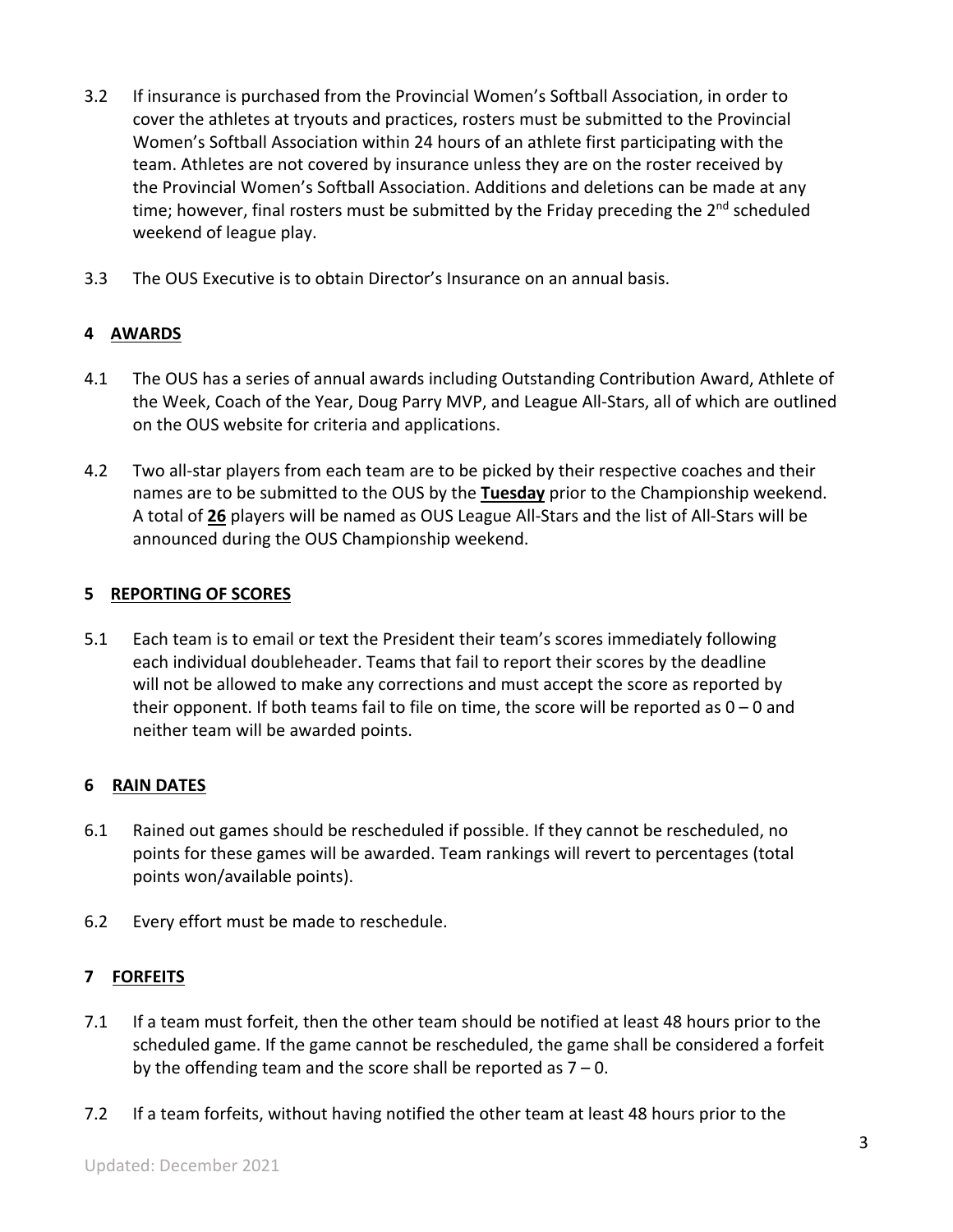3.2 If insurance is purchased from the Provincial Women's Softball Association, in order to cover the athletes at tryouts and practices, rosters must be submitted to the Provincial Women's Softball Association within 24 hours of an athlete first participating with the team. Athletes are not covered by insurance unless they are on the roster received by the Provincial Women's Softball Association. Additions and deletions can be made at any time; however, final rosters must be submitted by the Friday preceding the 2nd scheduled weekend of league play.

3.3 The OUS Executive is to obtain Director's Insurance on an annual basis.

## 4 AWARDS

4.1 The OUS has a series of annual awards including Outstanding Contribution Award, Athlete of the Week, Coach of the Year, Doug Parry MVP, and League All-Stars, all of which are outlined on the OUS website for criteria and applications.

4.2 Two all-star players from each team are to be picked by their respective coaches and their names are to be submitted to the OUS by the **Tuesday** prior to the Championship weekend. A total of **26** players will be named as OUS League All-Stars and the list of All-Stars will be announced during the OUS Championship weekend.

## 5 REPORTING OF SCORES

5.1 Each team is to email or text the President their team's scores immediately following each individual doubleheader. Teams that fail to report their scores by the deadline will not be allowed to make any corrections and must accept the score as reported by their opponent. If both teams fail to file on time, the score will be reported as 0 – 0 and neither team will be awarded points.

## 6 RAIN DATES

6.1 Rained out games should be rescheduled if possible. If they cannot be rescheduled, no points for these games will be awarded. Team rankings will revert to percentages (total points won/available points).

6.2 Every effort must be made to reschedule.

## 7 FORFEITS

7.1 If a team must forfeit, then the other team should be notified at least 48 hours prior to the scheduled game. If the game cannot be rescheduled, the game shall be considered a forfeit by the offending team and the score shall be reported as 7 – 0.

7.2 If a team forfeits, without having notified the other team at least 48 hours prior to the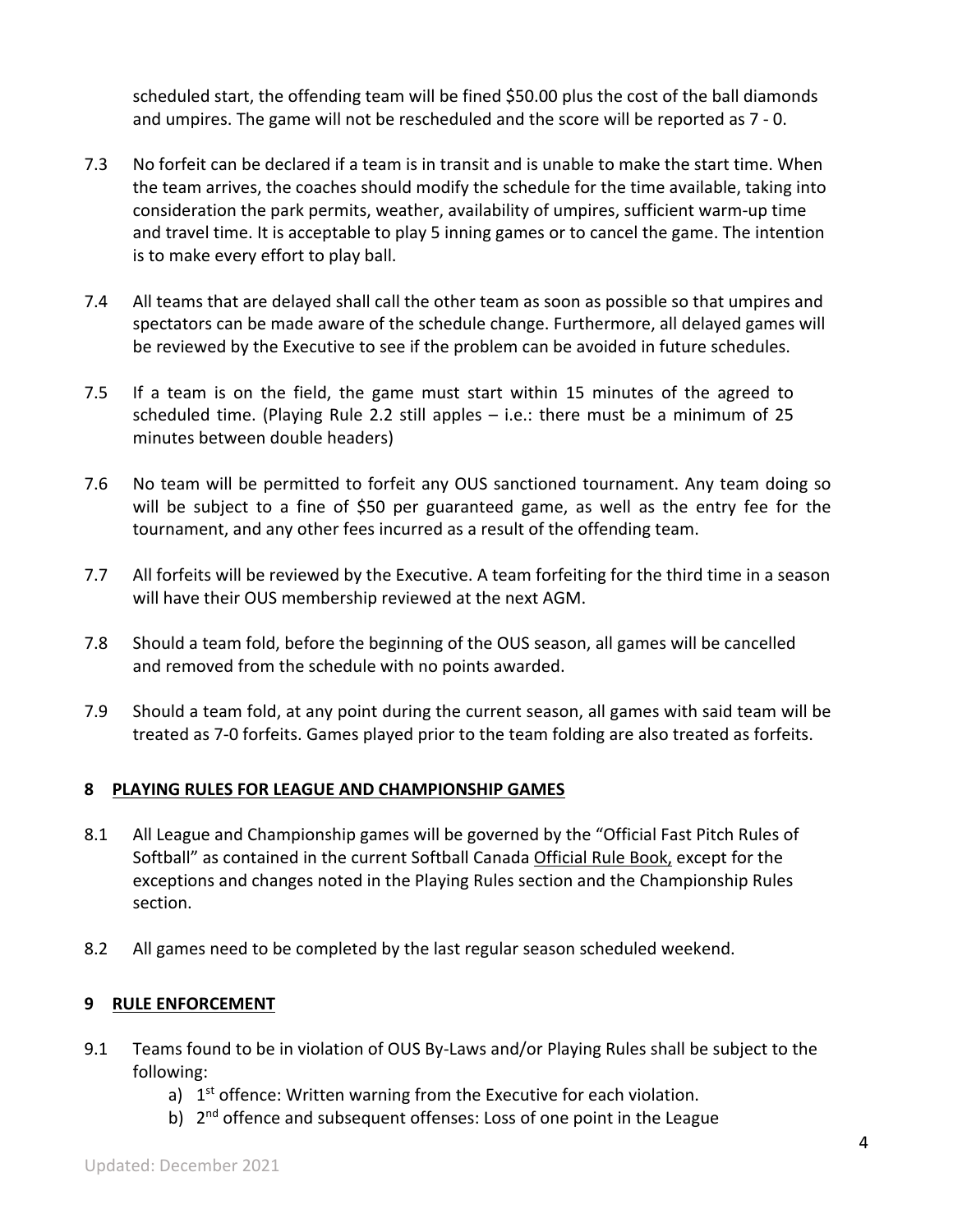scheduled start, the offending team will be fined $50.00 plus the cost of the ball diamonds and umpires. The game will not be rescheduled and the score will be reported as 7 - 0.

7.3 No forfeit can be declared if a team is in transit and is unable to make the start time. When the team arrives, the coaches should modify the schedule for the time available, taking into consideration the park permits, weather, availability of umpires, sufficient warm-up time and travel time. It is acceptable to play 5 inning games or to cancel the game. The intention is to make every effort to play ball.

7.4 All teams that are delayed shall call the other team as soon as possible so that umpires and spectators can be made aware of the schedule change. Furthermore, all delayed games will be reviewed by the Executive to see if the problem can be avoided in future schedules.

7.5 If a team is on the field, the game must start within 15 minutes of the agreed to scheduled time. (Playing Rule 2.2 still apples – i.e.: there must be a minimum of 25 minutes between double headers)

7.6 No team will be permitted to forfeit any OUS sanctioned tournament. Any team doing so will be subject to a fine of $50 per guaranteed game, as well as the entry fee for the tournament, and any other fees incurred as a result of the offending team.

7.7 All forfeits will be reviewed by the Executive. A team forfeiting for the third time in a season will have their OUS membership reviewed at the next AGM.

7.8 Should a team fold, before the beginning of the OUS season, all games will be cancelled and removed from the schedule with no points awarded.

7.9 Should a team fold, at any point during the current season, all games with said team will be treated as 7-0 forfeits. Games played prior to the team folding are also treated as forfeits.

## 8 PLAYING RULES FOR LEAGUE AND CHAMPIONSHIP GAMES

8.1 All League and Championship games will be governed by the "Official Fast Pitch Rules of Softball" as contained in the current Softball Canada Official Rule Book, except for the exceptions and changes noted in the Playing Rules section and the Championship Rules section.

8.2 All games need to be completed by the last regular season scheduled weekend.

## 9 RULE ENFORCEMENT

9.1 Teams found to be in violation of OUS By-Laws and/or Playing Rules shall be subject to the following:

a) 1st offence: Written warning from the Executive for each violation.

b) 2nd offence and subsequent offenses: Loss of one point in the League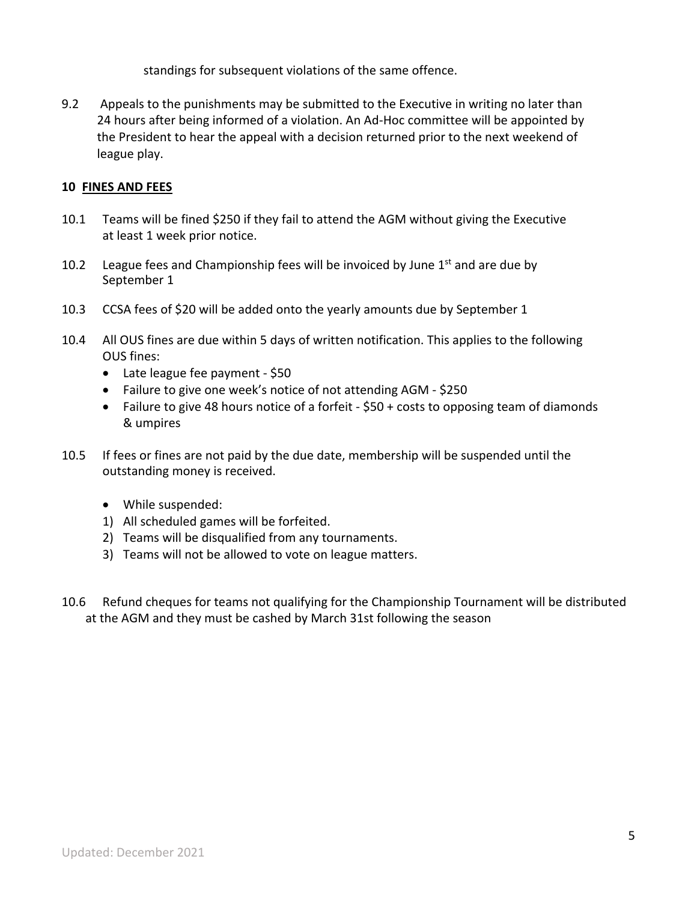standings for subsequent violations of the same offence.

9.2 Appeals to the punishments may be submitted to the Executive in writing no later than 24 hours after being informed of a violation. An Ad-Hoc committee will be appointed by the President to hear the appeal with a decision returned prior to the next weekend of league play.

## 10 FINES AND FEES

10.1 Teams will be fined $250 if they fail to attend the AGM without giving the Executive at least 1 week prior notice.

10.2 League fees and Championship fees will be invoiced by June 1st and are due by September 1

10.3 CCSA fees of $20 will be added onto the yearly amounts due by September 1

10.4 All OUS fines are due within 5 days of written notification. This applies to the following OUS fines:

- Late league fee payment - $50
- Failure to give one week's notice of not attending AGM - $250
- Failure to give 48 hours notice of a forfeit - $50 + costs to opposing team of diamonds & umpires

10.5 If fees or fines are not paid by the due date, membership will be suspended until the outstanding money is received.

- While suspended:

1) All scheduled games will be forfeited.
2) Teams will be disqualified from any tournaments.
3) Teams will not be allowed to vote on league matters.

10.6 Refund cheques for teams not qualifying for the Championship Tournament will be distributed at the AGM and they must be cashed by March 31st following the season

Updated: December 2021